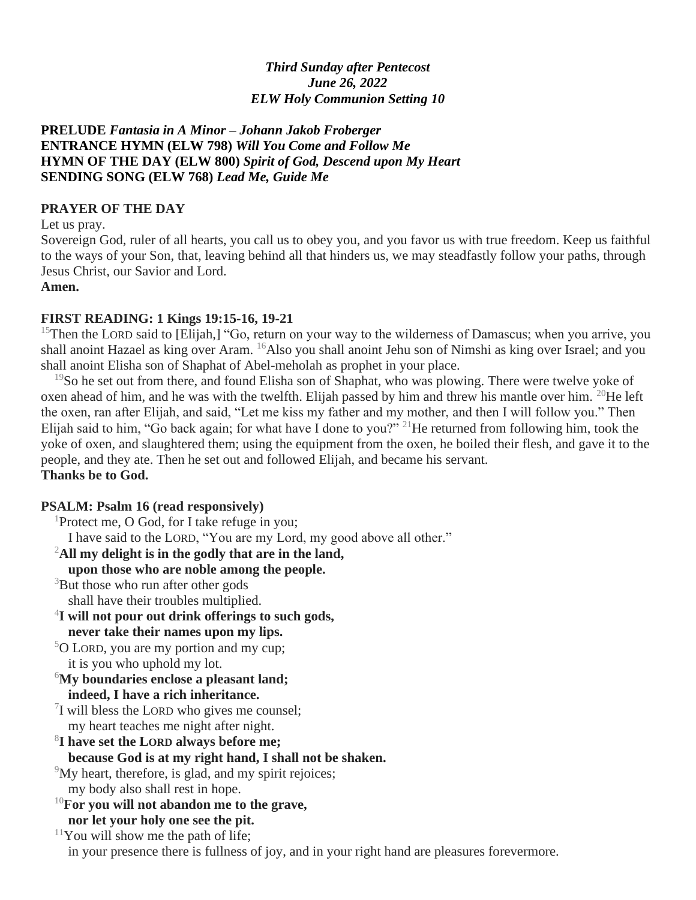***Third Sunday after Pentecost***
***June 26, 2022***
***ELW Holy Communion Setting 10***

**PRELUDE** ***Fantasia in A Minor – Johann Jakob Froberger***
**ENTRANCE HYMN (ELW 798)** ***Will You Come and Follow Me***
**HYMN OF THE DAY (ELW 800)** ***Spirit of God, Descend upon My Heart***
**SENDING SONG (ELW 768)** ***Lead Me, Guide Me***

**PRAYER OF THE DAY**

Let us pray.

Sovereign God, ruler of all hearts, you call us to obey you, and you favor us with true freedom. Keep us faithful to the ways of your Son, that, leaving behind all that hinders us, we may steadfastly follow your paths, through Jesus Christ, our Savior and Lord.

**Amen.**

**FIRST READING: 1 Kings 19:15-16, 19-21**

[15]Then the LORD said to [Elijah,] "Go, return on your way to the wilderness of Damascus; when you arrive, you shall anoint Hazael as king over Aram. [16]Also you shall anoint Jehu son of Nimshi as king over Israel; and you shall anoint Elisha son of Shaphat of Abel-meholah as prophet in your place.

[19]So he set out from there, and found Elisha son of Shaphat, who was plowing. There were twelve yoke of oxen ahead of him, and he was with the twelfth. Elijah passed by him and threw his mantle over him. [20]He left the oxen, ran after Elijah, and said, "Let me kiss my father and my mother, and then I will follow you." Then Elijah said to him, "Go back again; for what have I done to you?" [21]He returned from following him, took the yoke of oxen, and slaughtered them; using the equipment from the oxen, he boiled their flesh, and gave it to the people, and they ate. Then he set out and followed Elijah, and became his servant.

**Thanks be to God.**

**PSALM: Psalm 16 (read responsively)**

[1]Protect me, O God, for I take refuge in you;
I have said to the LORD, "You are my Lord, my good above all other."

[2]**All my delight is in the godly that are in the land,**
**upon those who are noble among the people.**

[3]But those who run after other gods
shall have their troubles multiplied.

[4]**I will not pour out drink offerings to such gods,**
**never take their names upon my lips.**

[5]O LORD, you are my portion and my cup;
it is you who uphold my lot.

[6]**My boundaries enclose a pleasant land;**
**indeed, I have a rich inheritance.**

[7]I will bless the LORD who gives me counsel;
my heart teaches me night after night.

[8]**I have set the LORD always before me;**
**because God is at my right hand, I shall not be shaken.**

[9]My heart, therefore, is glad, and my spirit rejoices;
my body also shall rest in hope.

[10]**For you will not abandon me to the grave,**
**nor let your holy one see the pit.**

[11]You will show me the path of life;
in your presence there is fullness of joy, and in your right hand are pleasures forevermore.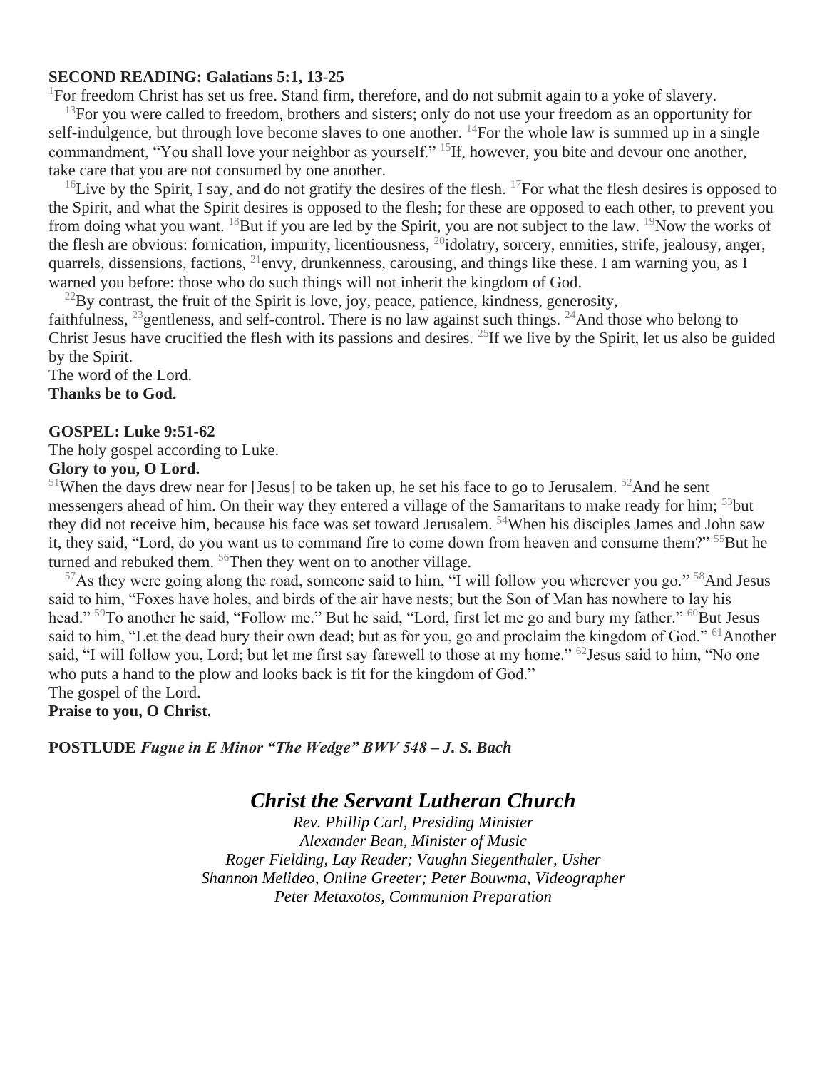**SECOND READING: Galatians 5:1, 13-25**

[1]For freedom Christ has set us free. Stand firm, therefore, and do not submit again to a yoke of slavery.

[13]For you were called to freedom, brothers and sisters; only do not use your freedom as an opportunity for self-indulgence, but through love become slaves to one another. [14]For the whole law is summed up in a single commandment, "You shall love your neighbor as yourself." [15]If, however, you bite and devour one another, take care that you are not consumed by one another.

[16]Live by the Spirit, I say, and do not gratify the desires of the flesh. [17]For what the flesh desires is opposed to the Spirit, and what the Spirit desires is opposed to the flesh; for these are opposed to each other, to prevent you from doing what you want. [18]But if you are led by the Spirit, you are not subject to the law. [19]Now the works of the flesh are obvious: fornication, impurity, licentiousness, [20]idolatry, sorcery, enmities, strife, jealousy, anger, quarrels, dissensions, factions, [21]envy, drunkenness, carousing, and things like these. I am warning you, as I warned you before: those who do such things will not inherit the kingdom of God.

[22]By contrast, the fruit of the Spirit is love, joy, peace, patience, kindness, generosity, faithfulness, [23]gentleness, and self-control. There is no law against such things. [24]And those who belong to Christ Jesus have crucified the flesh with its passions and desires. [25]If we live by the Spirit, let us also be guided by the Spirit.

The word of the Lord.

**Thanks be to God.**

**GOSPEL: Luke 9:51-62**

The holy gospel according to Luke.

**Glory to you, O Lord.**

[51]When the days drew near for [Jesus] to be taken up, he set his face to go to Jerusalem. [52]And he sent messengers ahead of him. On their way they entered a village of the Samaritans to make ready for him; [53]but they did not receive him, because his face was set toward Jerusalem. [54]When his disciples James and John saw it, they said, "Lord, do you want us to command fire to come down from heaven and consume them?" [55]But he turned and rebuked them. [56]Then they went on to another village.

[57]As they were going along the road, someone said to him, "I will follow you wherever you go." [58]And Jesus said to him, "Foxes have holes, and birds of the air have nests; but the Son of Man has nowhere to lay his head." [59]To another he said, "Follow me." But he said, "Lord, first let me go and bury my father." [60]But Jesus said to him, "Let the dead bury their own dead; but as for you, go and proclaim the kingdom of God." [61]Another said, "I will follow you, Lord; but let me first say farewell to those at my home." [62]Jesus said to him, "No one who puts a hand to the plow and looks back is fit for the kingdom of God."

The gospel of the Lord.

**Praise to you, O Christ.**

**POSTLUDE** ***Fugue in E Minor "The Wedge" BWV 548 – J. S. Bach***

## *Christ the Servant Lutheran Church*

*Rev. Phillip Carl, Presiding Minister*
*Alexander Bean, Minister of Music*
*Roger Fielding, Lay Reader; Vaughn Siegenthaler, Usher*
*Shannon Melideo, Online Greeter; Peter Bouwma, Videographer*
*Peter Metaxotos, Communion Preparation*